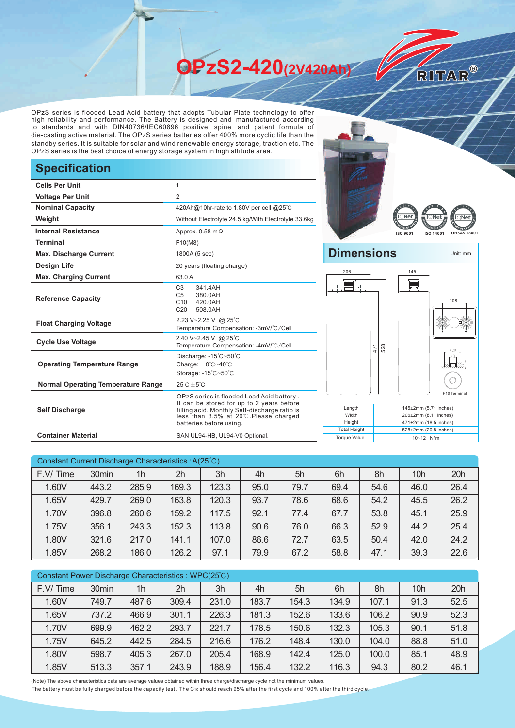# OPzS2-420(2V420Ah)

RITAR®

OPzS series is flooded Lead Acid battery that adopts Tubular Plate technology to offer high reliability and performance. The Battery is designed and manufactured according to standards and with DIN40736/IEC60896 positive spine and patent formula of die-casting active material. The OPzS series batteries offer 400% more cyclic life than the standby series. It is suitable for solar and wind renewable energy storage, traction etc. The OPzS series is the best choice of energy storage system in high altitude area.

## Specification

| | |
|---|---|
| **Cells Per Unit** | 1 |
| **Voltage Per Unit** | 2 |
| **Nominal Capacity** | 420Ah@10hr-rate to 1.80V per cell @25℃ |
| **Weight** | Without Electrolyte 24.5 kg/With Electrolyte 33.6kg |
| **Internal Resistance** | Approx. 0.58 mΩ |
| **Terminal** | F10(M8) |
| **Max. Discharge Current** | 1800A (5 sec) |
| **Design Life** | 20 years (floating charge) |
| **Max. Charging Current** | 63.0 A |
| **Reference Capacity** | C3 341.4AH<br>C5 380.0AH<br>C10 420.0AH<br>C20 508.0AH |
| **Float Charging Voltage** | 2.23 V~2.25 V @ 25℃<br>Temperature Compensation: -3mV/℃/Cell |
| **Cycle Use Voltage** | 2.40 V~2.45 V @ 25℃<br>Temperature Compensation: -4mV/℃/Cell |
| **Operating Temperature Range** | Discharge: -15℃~50℃<br>Charge: 0℃~40℃<br>Storage: -15℃~50℃ |
| **Normal Operating Temperature Range** | 25℃±5℃ |
| **Self Discharge** | OPzS series is flooded Lead Acid battery . It can be stored for up to 2 years before filling acid. Monthly Self-discharge ratio is less than 3.5% at 20℃.Please charged batteries before using. |
| **Container Material** | SAN UL94-HB, UL94-V0 Optional. |

ISO 9001 ISO 14001 OHSAS 18001

## Dimensions

Unit: mm

| | |
|---|---|
| Length | 145±2mm (5.71 inches) |
| Width | 206±2mm (8.11 inches) |
| Height | 471±2mm (18.5 inches) |
| Total Height | 528±2mm (20.8 inches) |
| Torque Value | 10~12 N*m |

F10 Terminal

Constant Current Discharge Characteristics : A(25℃)

| F.V/ Time | 30min | 1h | 2h | 3h | 4h | 5h | 6h | 8h | 10h | 20h |
|---|---|---|---|---|---|---|---|---|---|---|
| 1.60V | 443.2 | 285.9 | 169.3 | 123.3 | 95.0 | 79.7 | 69.4 | 54.6 | 46.0 | 26.4 |
| 1.65V | 429.7 | 269.0 | 163.8 | 120.3 | 93.7 | 78.6 | 68.6 | 54.2 | 45.5 | 26.2 |
| 1.70V | 396.8 | 260.6 | 159.2 | 117.5 | 92.1 | 77.4 | 67.7 | 53.8 | 45.1 | 25.9 |
| 1.75V | 356.1 | 243.3 | 152.3 | 113.8 | 90.6 | 76.0 | 66.3 | 52.9 | 44.2 | 25.4 |
| 1.80V | 321.6 | 217.0 | 141.1 | 107.0 | 86.6 | 72.7 | 63.5 | 50.4 | 42.0 | 24.2 |
| 1.85V | 268.2 | 186.0 | 126.2 | 97.1 | 79.9 | 67.2 | 58.8 | 47.1 | 39.3 | 22.6 |

Constant Power Discharge Characteristics : WPC(25℃)

| F.V/ Time | 30min | 1h | 2h | 3h | 4h | 5h | 6h | 8h | 10h | 20h |
|---|---|---|---|---|---|---|---|---|---|---|
| 1.60V | 749.7 | 487.6 | 309.4 | 231.0 | 183.7 | 154.3 | 134.9 | 107.1 | 91.3 | 52.5 |
| 1.65V | 737.2 | 466.9 | 301.1 | 226.3 | 181.3 | 152.6 | 133.6 | 106.2 | 90.9 | 52.3 |
| 1.70V | 699.9 | 462.2 | 293.7 | 221.7 | 178.5 | 150.6 | 132.3 | 105.3 | 90.1 | 51.8 |
| 1.75V | 645.2 | 442.5 | 284.5 | 216.6 | 176.2 | 148.4 | 130.0 | 104.0 | 88.8 | 51.0 |
| 1.80V | 598.7 | 405.3 | 267.0 | 205.4 | 168.9 | 142.4 | 125.0 | 100.0 | 85.1 | 48.9 |
| 1.85V | 513.3 | 357.1 | 243.9 | 188.9 | 156.4 | 132.2 | 116.3 | 94.3 | 80.2 | 46.1 |

(Note) The above characteristics data are average values obtained within three charge/discharge cycle not the minimum values.

The battery must be fully charged before the capacity test. The $C_{10}$ should reach 95% after the first cycle and 100% after the third cycle.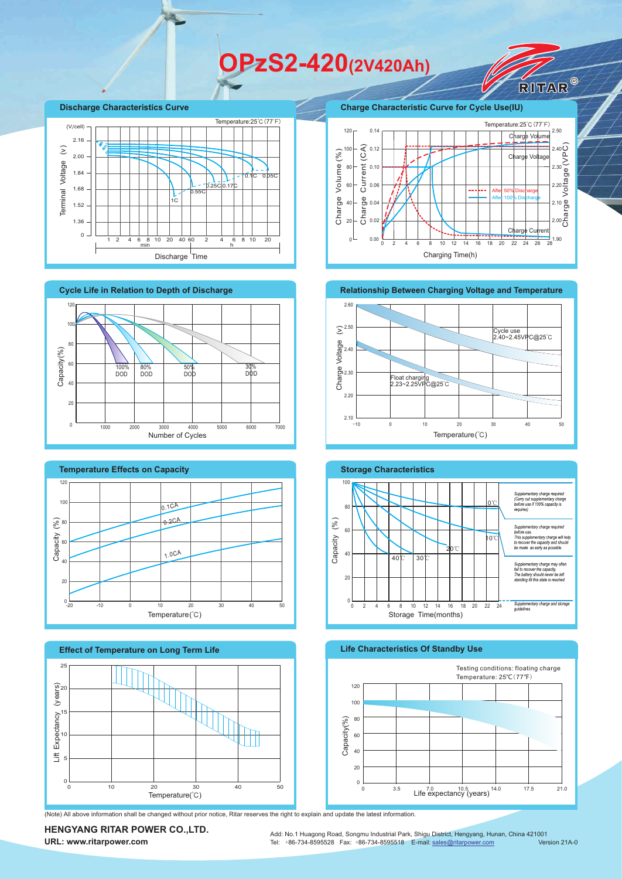# OPzS2-420(2V420Ah)

RITAR®

## Discharge Characteristics Curve

Temperature:25°C (77°F)

(V/cell)

Terminal Voltage (v)

2.16
2.00
1.84
1.68
1.52
1.36
0

1 2 4 6 8 10 20 40 60 2 4 6 8 10 20

min h

Discharge Time

1C 0.55C 0.25C 0.17C 0.1C 0.05C

## Charge Characteristic Curve for Cycle Use(IU)

Temperature:25°C (77°F)

Charge Volume (%): 120 100 80 60 40 20 0

Charge Current (CA): 0.14 0.12 0.10 0.06 0.04 0.02 0.00

Charge Voltage (VPC): 2.50 2.40 2.30 2.20 2.10 2.00 1.90

Charge Volume

Charge Voltage

After 50% Discharge

After 100% Discharge

Charge Current

0 2 4 6 8 10 12 14 16 18 20 22 24 26 28

Charging Time(h)

## Cycle Life in Relation to Depth of Discharge

Capacity(%)

120 100 80 60 40 20 0

100% DOD
80% DOD
50% DOD
30% DOD

1000 2000 3000 4000 5000 6000 7000

Number of Cycles

## Relationship Between Charging Voltage and Temperature

Charge Voltage (v)

2.60 2.50 2.40 2.30 2.20 2.10

Cycle use
2.40~2.45VPC@25°C

Float charging
2.23~2.25VPC@25°C

−10 0 10 20 30 40 50

Temperature(°C)

## Temperature Effects on Capacity

Capacity (%)

120 100 80 60 40 20 0

0.1CA
0.2CA
1.0CA

-20 -10 0 10 20 30 40 50

Temperature(°C)

## Storage Characteristics

Capacity (%)

100 80 60 40 20 0

0°C 10°C 20°C 30°C 40°C

0 2 4 6 8 10 12 14 16 18 20 22 24

Storage Time(months)

*Supplementary charge required (Carry out supplementary charge before use if 100% capacity is requires)*

*Supplementary charge required before use. This supplementary charge will help to recover the capacity and should be made as early as possible.*

*Supplementary charge may often fail to recover the capacity. The battery should never be left standing till this state is reached*

*Supplementary charge and storage guidelines*

## Effect of Temperature on Long Term Life

Lift Expectancy (years)

25 20 15 10 5 0

0 10 20 30 40 50

Temperature(°C)

## Life Characteristics Of Standby Use

Testing conditions: floating charge
Temperature: 25℃(77℉)

Capacity(%)

120 100 80 60 40 20 0

0 3.5 7.0 10.5 14.0 17.5 21.0

Life expectancy (years)

(Note) All above information shall be changed without prior notice, Ritar reserves the right to explain and update the latest information.

**HENGYANG RITAR POWER CO.,LTD.**
**URL: www.ritarpower.com**

Add: No.1 Huagong Road, Songmu Industrial Park, Shigu District, Hengyang, Hunan, China 421001
Tel: +86-734-8595528 Fax: +86-734-8595518 E-mail: sales@ritarpower.com Version 21A-0